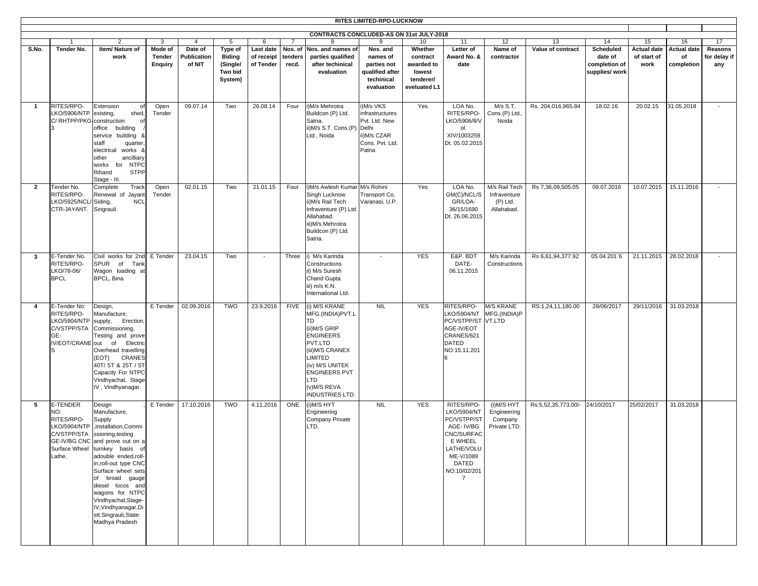# RITES LIMITED-RPO-LUCKNOW

## CONTRACTS CONCLUDED-AS ON 31st JULY-2018

| S.No. | Tender No. | Item/ Nature of work | Mode of Tender Enquiry | Date of Publication of NIT | Type of Biding (Single/ Two bid System) | Last date of receipt of Tender | Nos. of tenders recd. | Nos. and names of parties qualified after techinical evaluation | Nos. and names of parties not qualified after techinical evaluation | Whether contract awarded to lowest tenderer/ eveluated L1 | Letter of Award No. & date | Name of contractor | Value of contract | Scheduled date of completion of supplies/ work | Actual date of start of work | Actual date of completion | Reasons for delay if any |
|---|---|---|---|---|---|---|---|---|---|---|---|---|---|---|---|---|---|
| | 1 | 2 | 3 | 4 | 5 | 6 | 7 | 8 | 9 | 10 | 11 | 12 | 13 | 14 | 15 | 16 | 17 |
| **1** | RITES/RPO-LKO/5906/NTPC/ RHTPP/PKG-3 | Extension of existing, shed, construction of office building / service building & staff quarter, electrical works & other ancilliary works for NTPC Rihand STPP Stage - III. | Open Tender | 09.07.14 | Two | 26.08.14 | Four | i)M/s Mehrotra Buildcon (P) Ltd. Satna. ii)M/s S.T. Cons.(P) Ltd., Noida | i)M/s VKS infrastructures Pvt. Ltd. New Delhi ii)M/s CZAR Cons. Pvt. Ltd. Patna | Yes | LOA No. RITES/RPO-LKO/5906/8/Vol. XIV/1003259 Dt. 05.02.2015 | M/s S.T. Cons.(P) Ltd., Noida | Rs. 204,016,965.84 | 18.02.16 | 20.02.15 | 31.05.2018 | - |
| **2** | Tender No. RITES/RPO-LKO/5925/NCL/CTR-JAYANT. | Complete Track Renewal of Jayant Siding, NCL Singrauli. | Open Tender | 02.01.15 | Two | 21.01.15 | Four | i)M/s Awlesh Kumar Singh Lucknow ii)M/s Rail Tech Infraventure (P) Ltd. Allahabad. iii)M/s Mehrotra Buildcon (P) Ltd. Satna. | M/s Rohini Transport Co. Varanasi, U.P. | Yes | LOA No. GM(C)/NCL/SGR/LOA-36/15/1690 Dt. 26.06.2015 | M/s Rail Tech Infraventure (P) Ltd. Allahabad. | Rs 7,36,09,505.05 | 09.07.2016 | 10.07.2015 | 15.11.2016 | - |
| **3** | E-Tender No. RITES/RPO-LKO/78-06/ BPCL | Civil works for 2nd SPUR of Tank Wagon loading at BPCL, Bina | E Tender | 23.04.15 | Two | - | Three | i) M/s Karinda Constructions ii) M/s Suresh Chand Gupta iii) m/s K.N. International Ltd. | - | YES | E&P. BDT DATE- 06.11.2015 | M/s Karinda Constructions | Rs 6,61,94,377.92 | 05.04.201`6 | 21.11.2015 | 28.02.2018 | - |
| **4** | E-Tender No: RITES/RPO-LKO/5904/NTPC/VSTPP/STAGE-IV/EOT/CRANES | Design, Manufacture, supply, Erection, Commissioning, Testing and prove out of Electric Overhead travelling (EOT) CRANES 40T/ 5T & 25T / 5T Capacity For NTPC Vindhyachal, Stage-IV , Vindhyanagar. | E Tender | 02.09.2016 | TWO | 23.9.2016 | FIVE | (i) M/S KRANE MFG.(INDIA)PVT.LTD (ii)M/S GRIP ENGINEERS PVT.LTD (iii)M/S CRANEX LIMITED (iv) M/S UNITEK ENGINEERS PVT LTD (v)M/S REVA INDUSTRIES LTD. | NIL | YES | RITES/RPO-LKO/5904/NTPC/VSTPP/STAGE-IV/EOT CRANES/621 DATED NO:15.11.2016 | M/S KRANE MFG.(INDIA)PVT.LTD | RS:1,24,11,180.00 | 28/06/2017 | 29/11/2016 | 31.03.2018 | |
| **5** | E-TENDER NO: RITES/RPO-LKO/5904/NTPC/VSTPP/STAGE-IV/BG CNC Surface Wheel Lathe. | Design , Manufacture, Supply ,installation,Commissioning,testing and prove out on a turnkey basis of adouble ended,roll-in,roll-out type CNC Surface wheel sets of broad gauge diesel locos and wagons for NTPC Vindhyachal,Stage-IV,Vindhyanagar,Distt.Singrauli,State: Madhya Pradesh | E Tender | 17.10.2016 | TWO | 4.11.2016 | ONE | (i)M/S HYT Engineering Company Private LTD. | NIL | YES | RITES/RPO-LKO/5904/NTPC/VSTPP/STAGE- IV/BG CNC/SURFACE WHEEL LATHE/VOLUME-V/1089 DATED NO:10/02/2017 | (i)M/S HYT Engineering Company Private LTD. | Rs:5,52,35,773.00/- | 24/10/2017 | 25/02/2017 | 31.03.2018 | |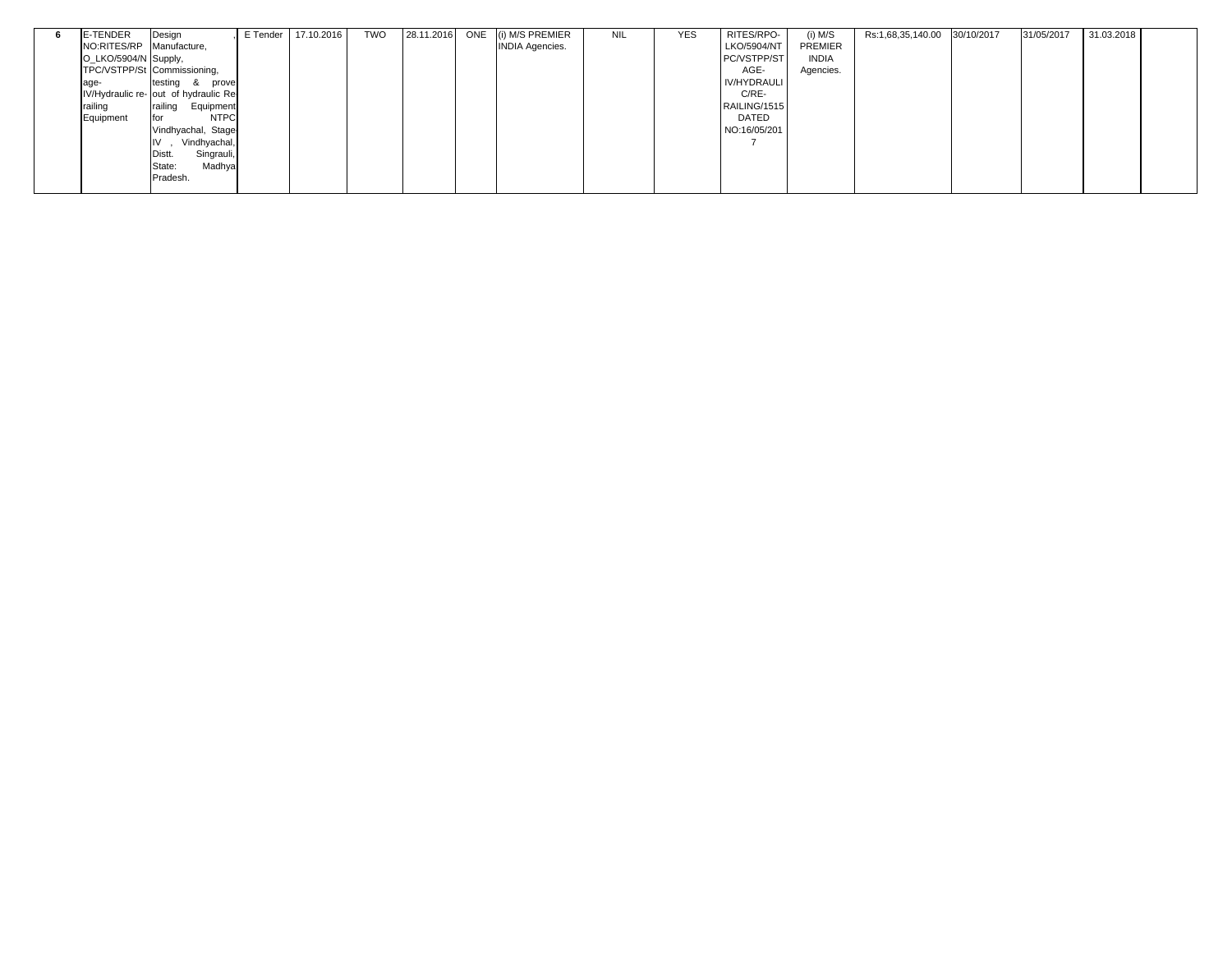| | | | | | | | | | | | | | | | | |
|---|---|---|---|---|---|---|---|---|---|---|---|---|---|---|---|---|
| 6 | E-TENDER NO:RITES/RPO_LKO/5904/NTPC/VSTPP/Stage-IV/Hydraulic re-railing Equipment | Design, Manufacture, Supply, Commissioning, testing & prove out of hydraulic Re railing Equipment for NTPC Vindhyachal, Stage-IV, Vindhyachal, Distt. Singrauli, State: Madhya Pradesh. | E Tender | 17.10.2016 | TWO | 28.11.2016 | ONE | (i) M/S PREMIER INDIA Agencies. | NIL | YES | RITES/RPO-LKO/5904/NTPC/VSTPP/STAGE-IV/HYDRAULIC/RE-RAILING/1515 DATED NO:16/05/2017 | (i) M/S PREMIER INDIA Agencies. | Rs:1,68,35,140.00 | 30/10/2017 | 31/05/2017 | 31.03.2018 | |